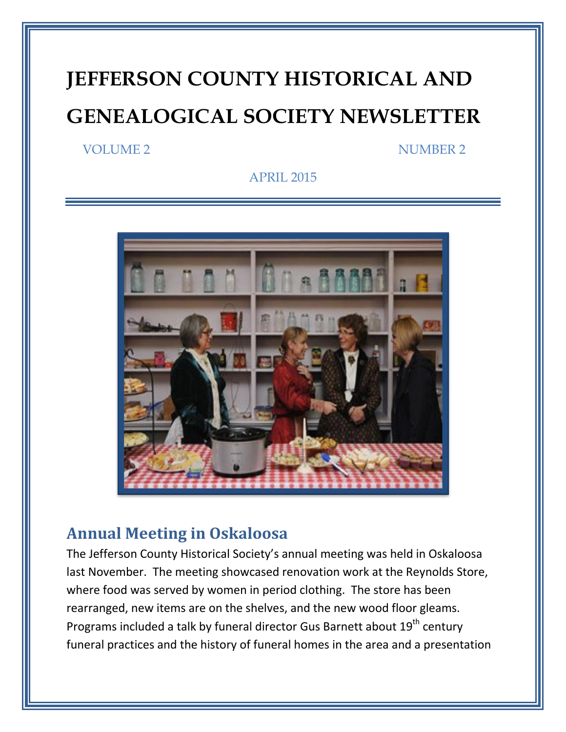# JEFFERSON COUNTY HISTORICAL AND GENEALOGICAL SOCIETY NEWSLETTER

VOLUME 2 NUMBER 2

APRIL 2015

## Annual Meeting in Oskaloosa

The Jefferson County Historical Society's annual meeting was held in Oskaloosa last November. The meeting showcased renovation work at the Reynolds Store, where food was served by women in period clothing. The store has been rearranged, new items are on the shelves, and the new wood floor gleams. Programs included a talk by funeral director Gus Barnett about 19th century funeral practices and the history of funeral homes in the area and a presentation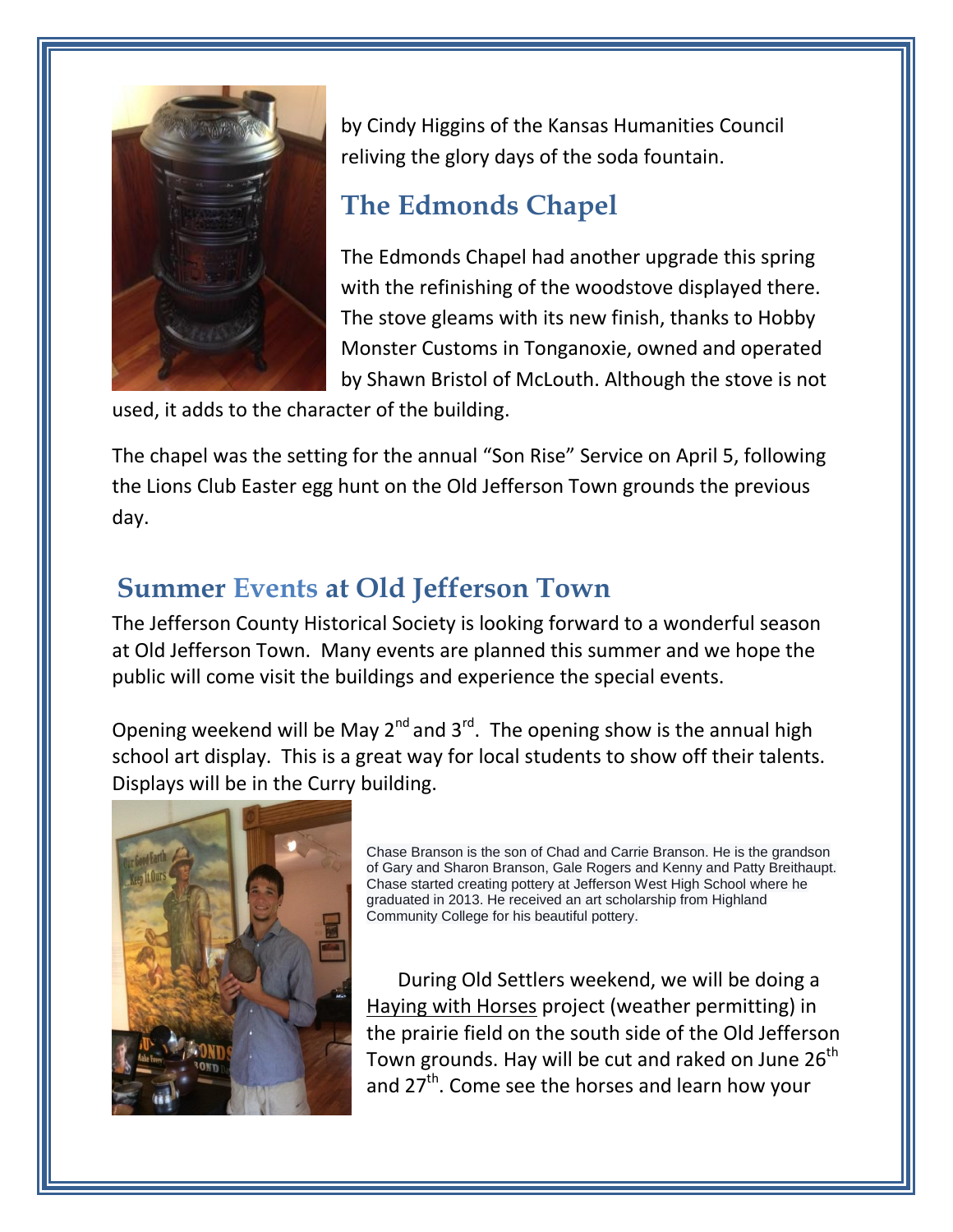by Cindy Higgins of the Kansas Humanities Council reliving the glory days of the soda fountain.

## The Edmonds Chapel

The Edmonds Chapel had another upgrade this spring with the refinishing of the woodstove displayed there. The stove gleams with its new finish, thanks to Hobby Monster Customs in Tonganoxie, owned and operated by Shawn Bristol of McLouth. Although the stove is not used, it adds to the character of the building.

The chapel was the setting for the annual "Son Rise" Service on April 5, following the Lions Club Easter egg hunt on the Old Jefferson Town grounds the previous day.

## Summer Events at Old Jefferson Town

The Jefferson County Historical Society is looking forward to a wonderful season at Old Jefferson Town. Many events are planned this summer and we hope the public will come visit the buildings and experience the special events.

Opening weekend will be May 2nd and 3rd. The opening show is the annual high school art display. This is a great way for local students to show off their talents. Displays will be in the Curry building.

Chase Branson is the son of Chad and Carrie Branson. He is the grandson of Gary and Sharon Branson, Gale Rogers and Kenny and Patty Breithaupt. Chase started creating pottery at Jefferson West High School where he graduated in 2013. He received an art scholarship from Highland Community College for his beautiful pottery.

During Old Settlers weekend, we will be doing a Haying with Horses project (weather permitting) in the prairie field on the south side of the Old Jefferson Town grounds. Hay will be cut and raked on June 26th and 27th. Come see the horses and learn how your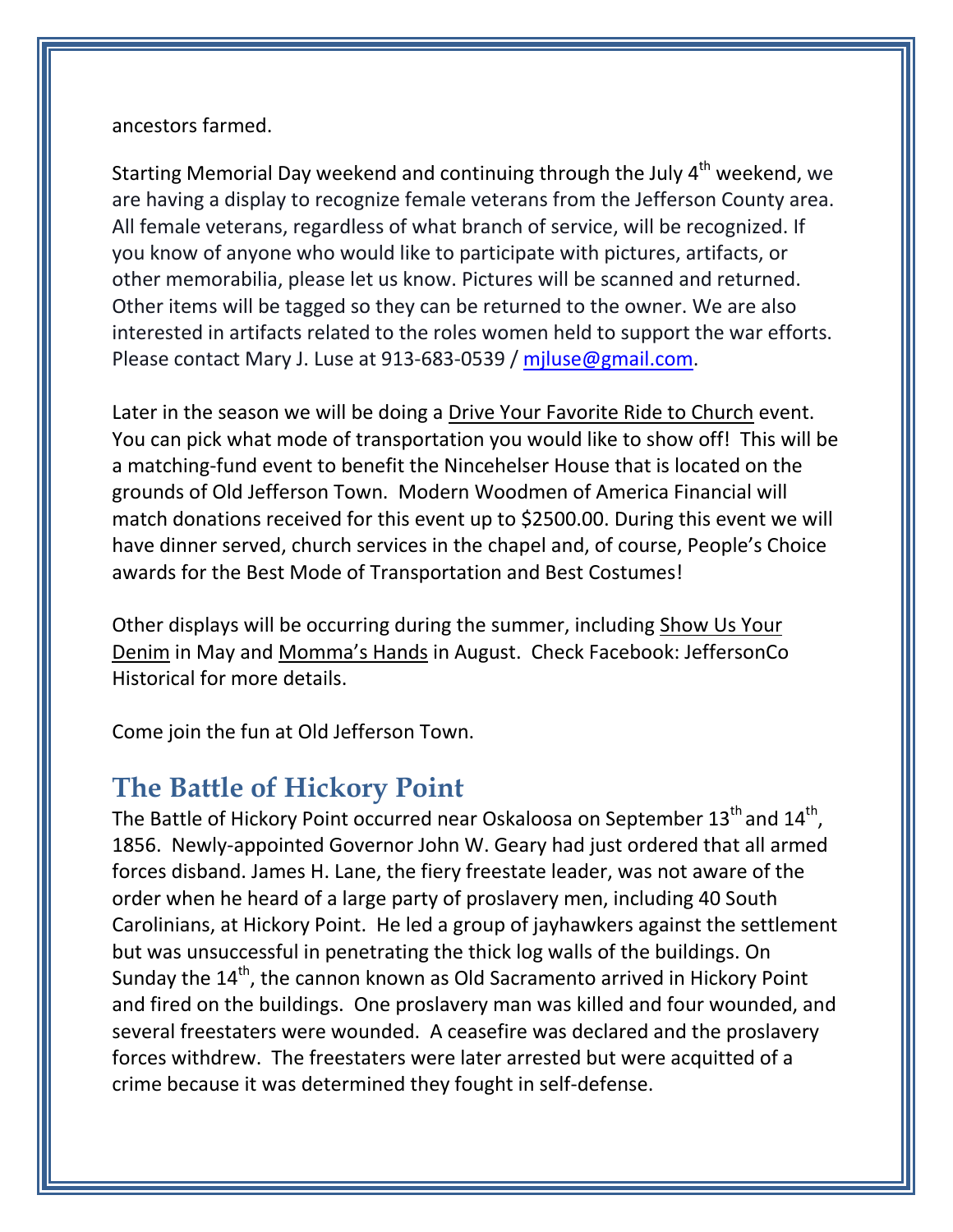ancestors farmed.

Starting Memorial Day weekend and continuing through the July 4th weekend, we are having a display to recognize female veterans from the Jefferson County area. All female veterans, regardless of what branch of service, will be recognized. If you know of anyone who would like to participate with pictures, artifacts, or other memorabilia, please let us know. Pictures will be scanned and returned. Other items will be tagged so they can be returned to the owner. We are also interested in artifacts related to the roles women held to support the war efforts. Please contact Mary J. Luse at 913-683-0539 / mjluse@gmail.com.

Later in the season we will be doing a Drive Your Favorite Ride to Church event. You can pick what mode of transportation you would like to show off! This will be a matching-fund event to benefit the Nincehelser House that is located on the grounds of Old Jefferson Town. Modern Woodmen of America Financial will match donations received for this event up to $2500.00. During this event we will have dinner served, church services in the chapel and, of course, People's Choice awards for the Best Mode of Transportation and Best Costumes!

Other displays will be occurring during the summer, including Show Us Your Denim in May and Momma's Hands in August. Check Facebook: JeffersonCo Historical for more details.

Come join the fun at Old Jefferson Town.

## The Battle of Hickory Point

The Battle of Hickory Point occurred near Oskaloosa on September 13th and 14th, 1856. Newly-appointed Governor John W. Geary had just ordered that all armed forces disband. James H. Lane, the fiery freestate leader, was not aware of the order when he heard of a large party of proslavery men, including 40 South Carolinians, at Hickory Point. He led a group of jayhawkers against the settlement but was unsuccessful in penetrating the thick log walls of the buildings. On Sunday the 14th, the cannon known as Old Sacramento arrived in Hickory Point and fired on the buildings. One proslavery man was killed and four wounded, and several freestaters were wounded. A ceasefire was declared and the proslavery forces withdrew. The freestaters were later arrested but were acquitted of a crime because it was determined they fought in self-defense.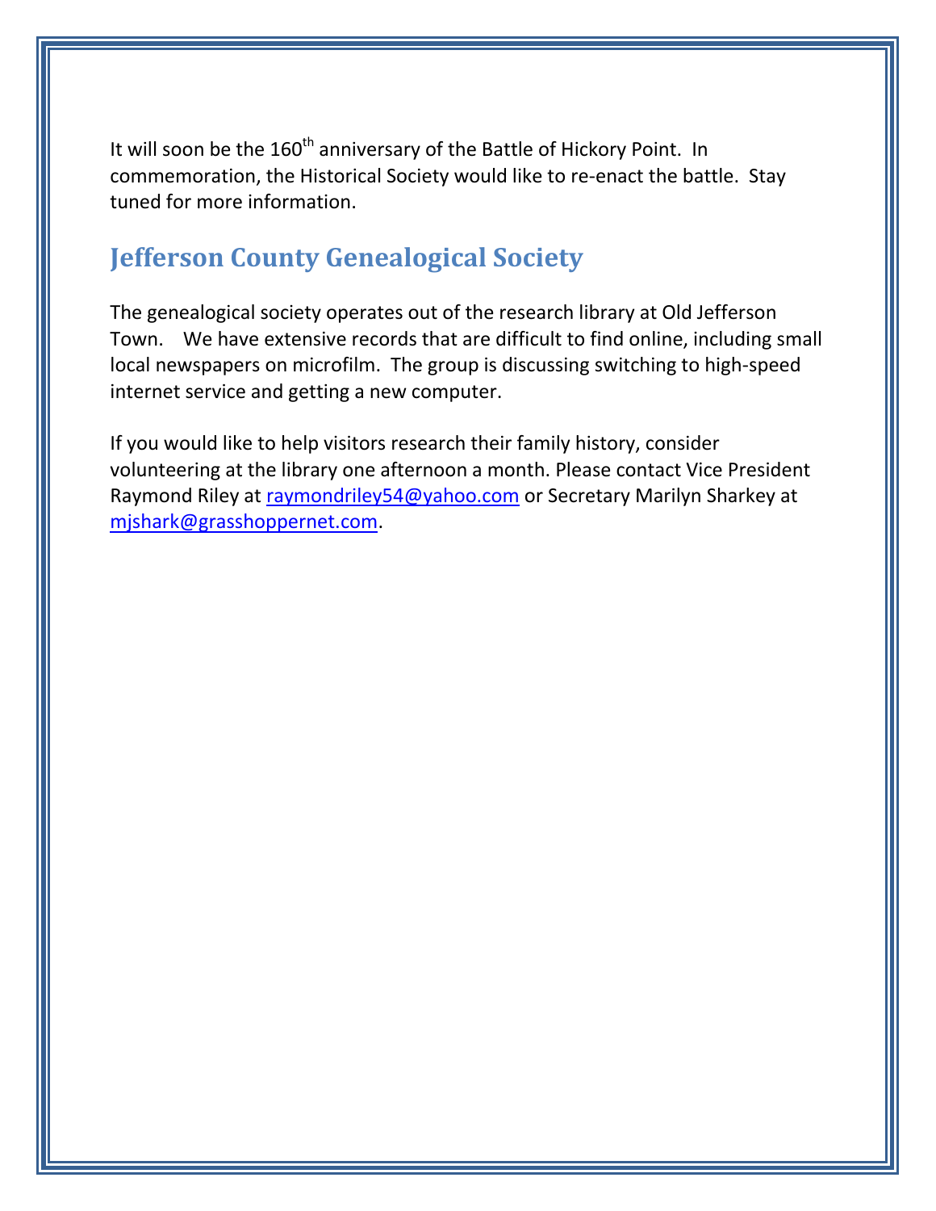It will soon be the 160th anniversary of the Battle of Hickory Point. In commemoration, the Historical Society would like to re-enact the battle. Stay tuned for more information.

## Jefferson County Genealogical Society

The genealogical society operates out of the research library at Old Jefferson Town. We have extensive records that are difficult to find online, including small local newspapers on microfilm. The group is discussing switching to high-speed internet service and getting a new computer.

If you would like to help visitors research their family history, consider volunteering at the library one afternoon a month. Please contact Vice President Raymond Riley at raymondriley54@yahoo.com or Secretary Marilyn Sharkey at mjshark@grasshoppernet.com.